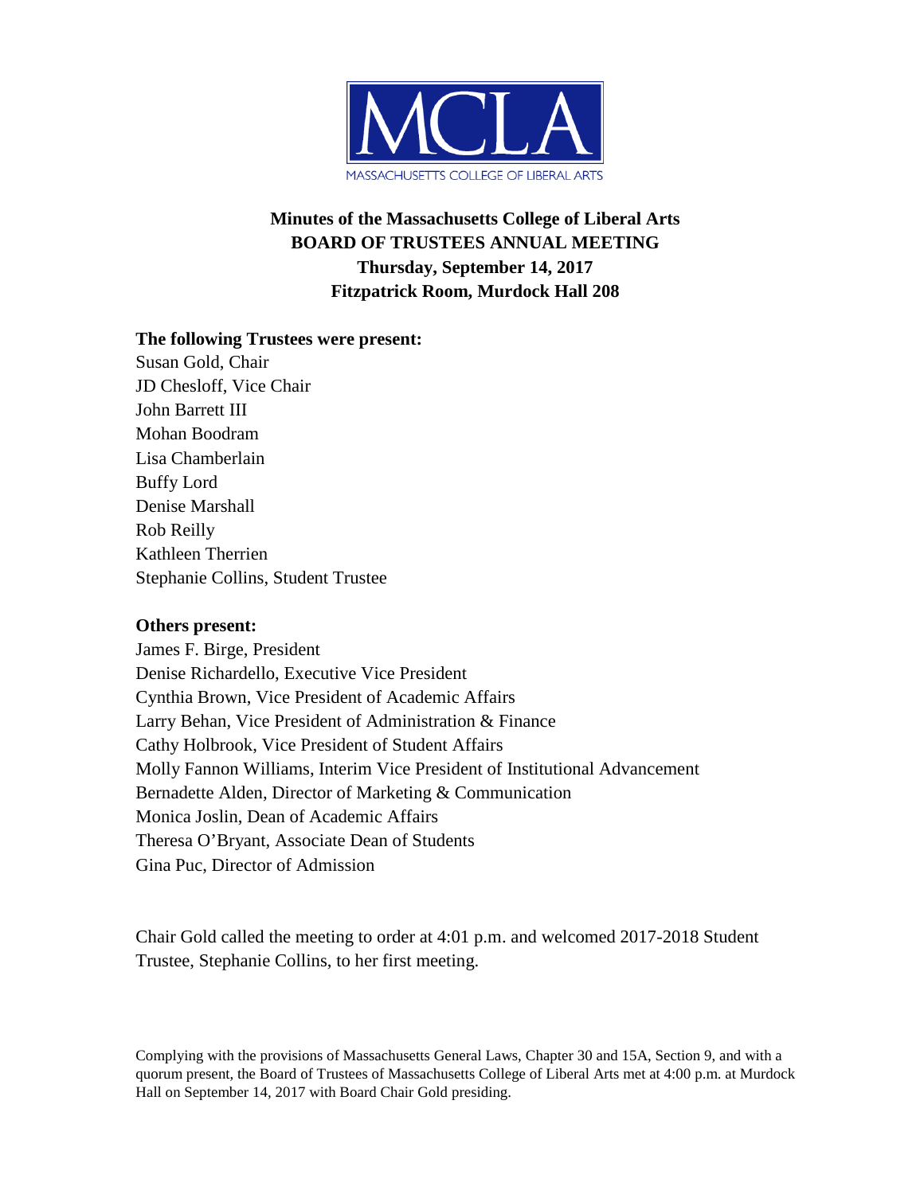MCLA

MASSACHUSETTS COLLEGE OF LIBERAL ARTS

# Minutes of the Massachusetts College of Liberal Arts
# BOARD OF TRUSTEES ANNUAL MEETING
## Thursday, September 14, 2017
## Fitzpatrick Room, Murdock Hall 208

**The following Trustees were present:**

Susan Gold, Chair
JD Chesloff, Vice Chair
John Barrett III
Mohan Boodram
Lisa Chamberlain
Buffy Lord
Denise Marshall
Rob Reilly
Kathleen Therrien
Stephanie Collins, Student Trustee

**Others present:**

James F. Birge, President
Denise Richardello, Executive Vice President
Cynthia Brown, Vice President of Academic Affairs
Larry Behan, Vice President of Administration & Finance
Cathy Holbrook, Vice President of Student Affairs
Molly Fannon Williams, Interim Vice President of Institutional Advancement
Bernadette Alden, Director of Marketing & Communication
Monica Joslin, Dean of Academic Affairs
Theresa O'Bryant, Associate Dean of Students
Gina Puc, Director of Admission

Chair Gold called the meeting to order at 4:01 p.m. and welcomed 2017-2018 Student Trustee, Stephanie Collins, to her first meeting.

Complying with the provisions of Massachusetts General Laws, Chapter 30 and 15A, Section 9, and with a quorum present, the Board of Trustees of Massachusetts College of Liberal Arts met at 4:00 p.m. at Murdock Hall on September 14, 2017 with Board Chair Gold presiding.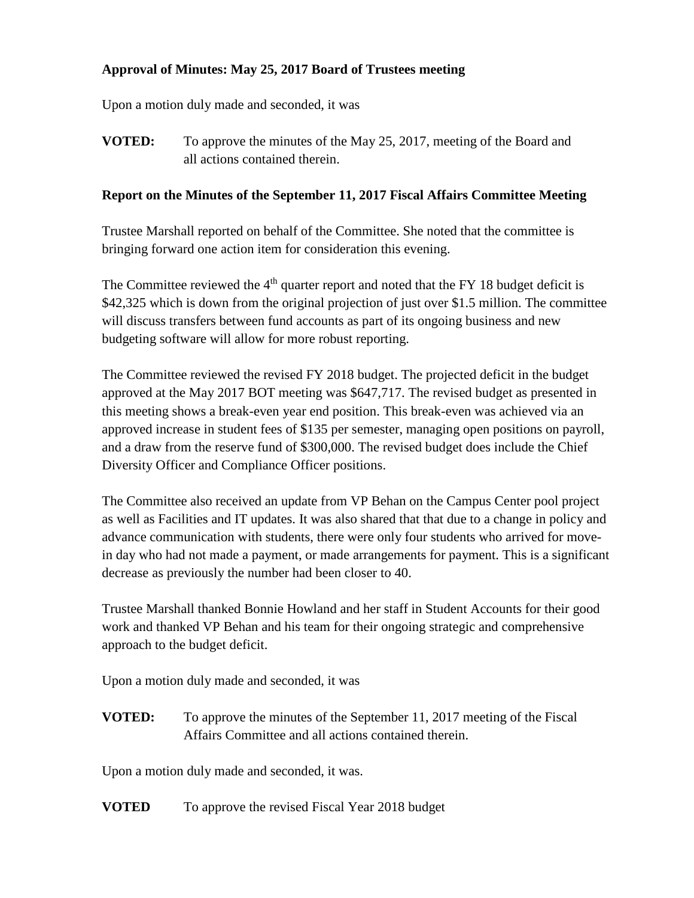**Approval of Minutes: May 25, 2017 Board of Trustees meeting**

Upon a motion duly made and seconded, it was

**VOTED:** To approve the minutes of the May 25, 2017, meeting of the Board and all actions contained therein.

**Report on the Minutes of the September 11, 2017 Fiscal Affairs Committee Meeting**

Trustee Marshall reported on behalf of the Committee. She noted that the committee is bringing forward one action item for consideration this evening.

The Committee reviewed the 4th quarter report and noted that the FY 18 budget deficit is $42,325 which is down from the original projection of just over $1.5 million. The committee will discuss transfers between fund accounts as part of its ongoing business and new budgeting software will allow for more robust reporting.

The Committee reviewed the revised FY 2018 budget. The projected deficit in the budget approved at the May 2017 BOT meeting was $647,717. The revised budget as presented in this meeting shows a break-even year end position. This break-even was achieved via an approved increase in student fees of $135 per semester, managing open positions on payroll, and a draw from the reserve fund of $300,000. The revised budget does include the Chief Diversity Officer and Compliance Officer positions.

The Committee also received an update from VP Behan on the Campus Center pool project as well as Facilities and IT updates. It was also shared that that due to a change in policy and advance communication with students, there were only four students who arrived for move-in day who had not made a payment, or made arrangements for payment. This is a significant decrease as previously the number had been closer to 40.

Trustee Marshall thanked Bonnie Howland and her staff in Student Accounts for their good work and thanked VP Behan and his team for their ongoing strategic and comprehensive approach to the budget deficit.

Upon a motion duly made and seconded, it was

**VOTED:** To approve the minutes of the September 11, 2017 meeting of the Fiscal Affairs Committee and all actions contained therein.

Upon a motion duly made and seconded, it was.

**VOTED** To approve the revised Fiscal Year 2018 budget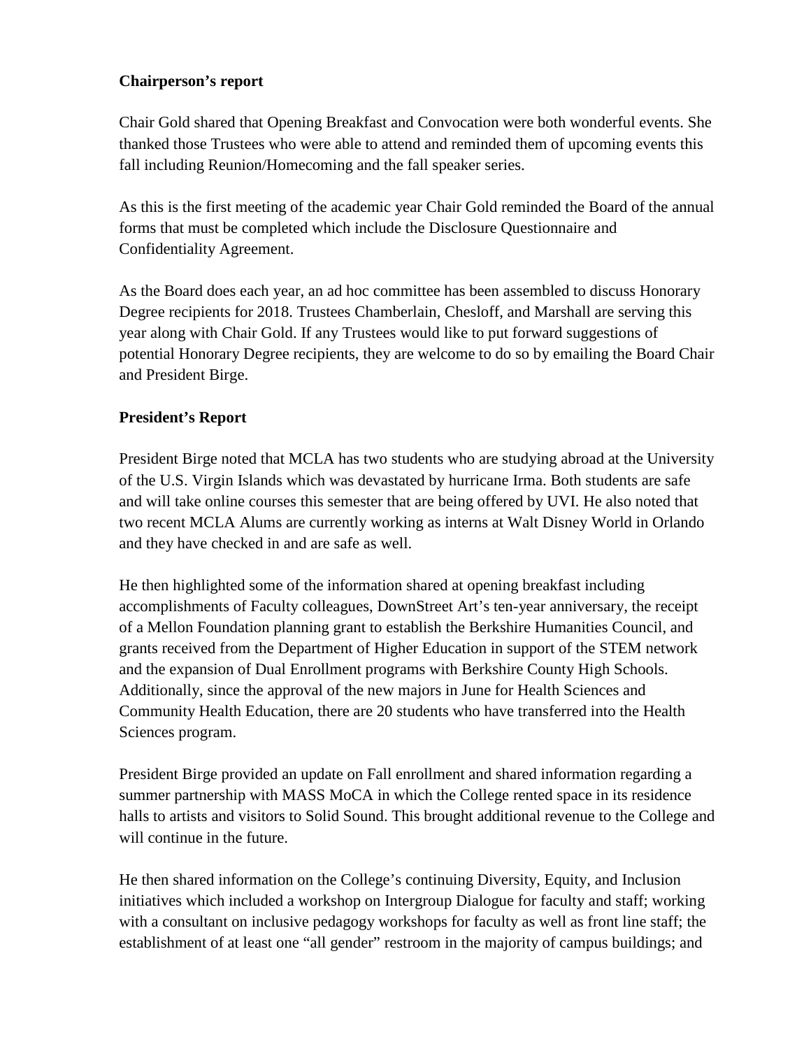**Chairperson's report**

Chair Gold shared that Opening Breakfast and Convocation were both wonderful events. She thanked those Trustees who were able to attend and reminded them of upcoming events this fall including Reunion/Homecoming and the fall speaker series.

As this is the first meeting of the academic year Chair Gold reminded the Board of the annual forms that must be completed which include the Disclosure Questionnaire and Confidentiality Agreement.

As the Board does each year, an ad hoc committee has been assembled to discuss Honorary Degree recipients for 2018. Trustees Chamberlain, Chesloff, and Marshall are serving this year along with Chair Gold. If any Trustees would like to put forward suggestions of potential Honorary Degree recipients, they are welcome to do so by emailing the Board Chair and President Birge.

**President's Report**

President Birge noted that MCLA has two students who are studying abroad at the University of the U.S. Virgin Islands which was devastated by hurricane Irma. Both students are safe and will take online courses this semester that are being offered by UVI. He also noted that two recent MCLA Alums are currently working as interns at Walt Disney World in Orlando and they have checked in and are safe as well.

He then highlighted some of the information shared at opening breakfast including accomplishments of Faculty colleagues, DownStreet Art's ten-year anniversary, the receipt of a Mellon Foundation planning grant to establish the Berkshire Humanities Council, and grants received from the Department of Higher Education in support of the STEM network and the expansion of Dual Enrollment programs with Berkshire County High Schools. Additionally, since the approval of the new majors in June for Health Sciences and Community Health Education, there are 20 students who have transferred into the Health Sciences program.

President Birge provided an update on Fall enrollment and shared information regarding a summer partnership with MASS MoCA in which the College rented space in its residence halls to artists and visitors to Solid Sound. This brought additional revenue to the College and will continue in the future.

He then shared information on the College's continuing Diversity, Equity, and Inclusion initiatives which included a workshop on Intergroup Dialogue for faculty and staff; working with a consultant on inclusive pedagogy workshops for faculty as well as front line staff; the establishment of at least one "all gender" restroom in the majority of campus buildings; and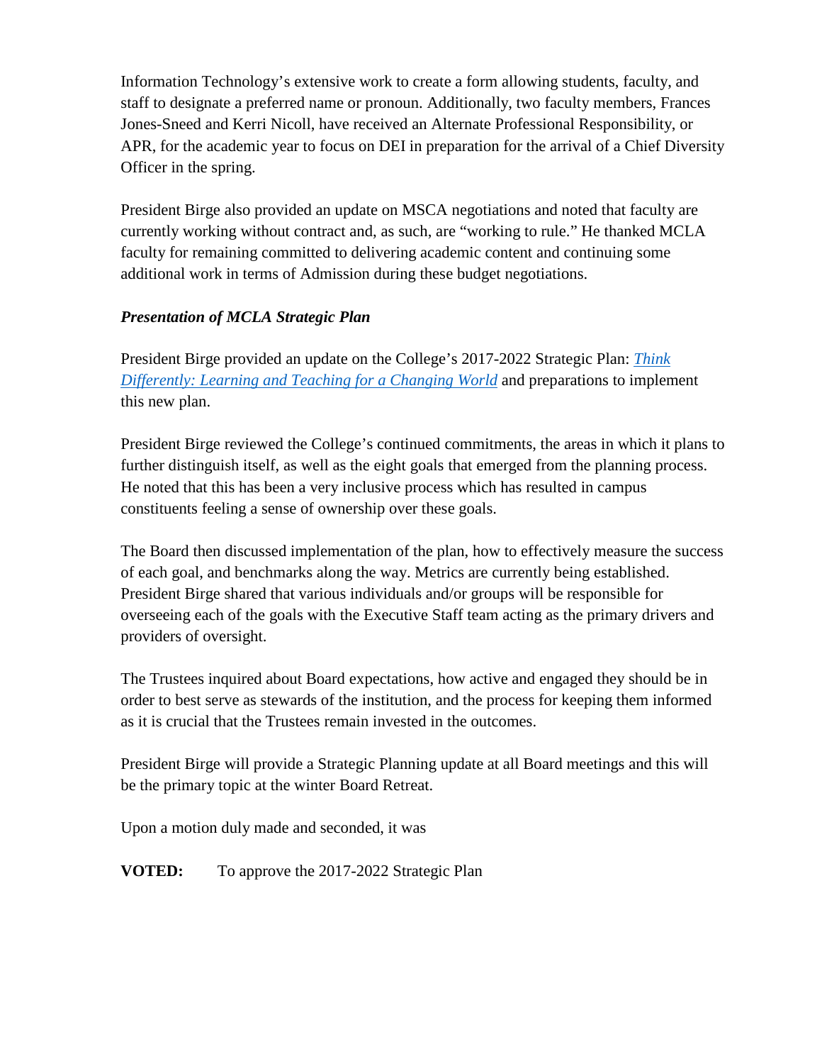Information Technology's extensive work to create a form allowing students, faculty, and staff to designate a preferred name or pronoun. Additionally, two faculty members, Frances Jones-Sneed and Kerri Nicoll, have received an Alternate Professional Responsibility, or APR, for the academic year to focus on DEI in preparation for the arrival of a Chief Diversity Officer in the spring.

President Birge also provided an update on MSCA negotiations and noted that faculty are currently working without contract and, as such, are "working to rule." He thanked MCLA faculty for remaining committed to delivering academic content and continuing some additional work in terms of Admission during these budget negotiations.

***Presentation of MCLA Strategic Plan***

President Birge provided an update on the College's 2017-2022 Strategic Plan: *Think Differently: Learning and Teaching for a Changing World* and preparations to implement this new plan.

President Birge reviewed the College's continued commitments, the areas in which it plans to further distinguish itself, as well as the eight goals that emerged from the planning process. He noted that this has been a very inclusive process which has resulted in campus constituents feeling a sense of ownership over these goals.

The Board then discussed implementation of the plan, how to effectively measure the success of each goal, and benchmarks along the way. Metrics are currently being established. President Birge shared that various individuals and/or groups will be responsible for overseeing each of the goals with the Executive Staff team acting as the primary drivers and providers of oversight.

The Trustees inquired about Board expectations, how active and engaged they should be in order to best serve as stewards of the institution, and the process for keeping them informed as it is crucial that the Trustees remain invested in the outcomes.

President Birge will provide a Strategic Planning update at all Board meetings and this will be the primary topic at the winter Board Retreat.

Upon a motion duly made and seconded, it was

**VOTED:** To approve the 2017-2022 Strategic Plan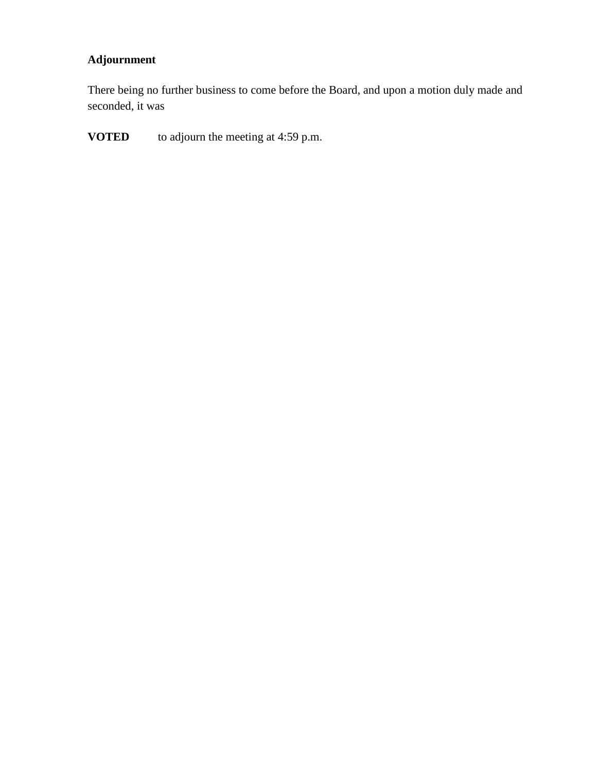**Adjournment**

There being no further business to come before the Board, and upon a motion duly made and seconded, it was

**VOTED** to adjourn the meeting at 4:59 p.m.